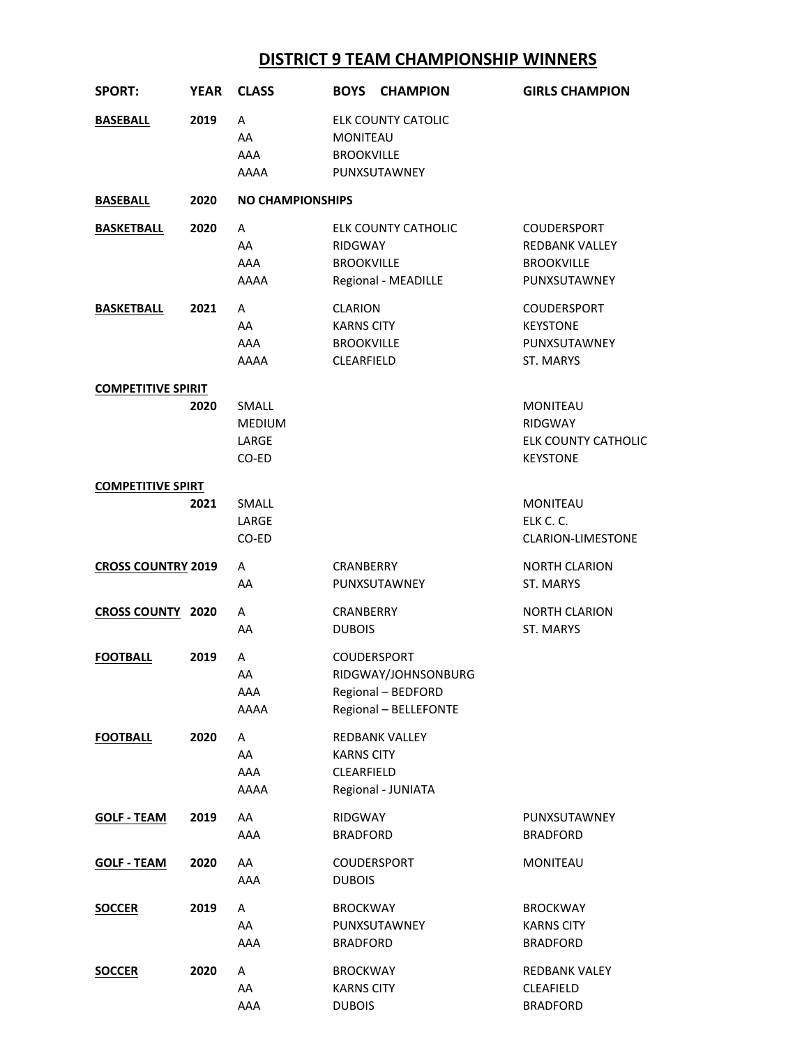# DISTRICT 9 TEAM CHAMPIONSHIP WINNERS

| SPORT: | YEAR | CLASS | BOYS CHAMPION | GIRLS CHAMPION |
|---|---|---|---|---|
| **BASEBALL** | **2019** | A | ELK COUNTY CATOLIC | |
| | | AA | MONITEAU | |
| | | AAA | BROOKVILLE | |
| | | AAAA | PUNXSUTAWNEY | |
| **BASEBALL** | **2020** | **NO CHAMPIONSHIPS** | | |
| **BASKETBALL** | **2020** | A | ELK COUNTY CATHOLIC | COUDERSPORT |
| | | AA | RIDGWAY | REDBANK VALLEY |
| | | AAA | BROOKVILLE | BROOKVILLE |
| | | AAAA | Regional - MEADILLE | PUNXSUTAWNEY |
| **BASKETBALL** | **2021** | A | CLARION | COUDERSPORT |
| | | AA | KARNS CITY | KEYSTONE |
| | | AAA | BROOKVILLE | PUNXSUTAWNEY |
| | | AAAA | CLEARFIELD | ST. MARYS |
| **COMPETITIVE SPIRIT** | | | | |
| | **2020** | SMALL | | MONITEAU |
| | | MEDIUM | | RIDGWAY |
| | | LARGE | | ELK COUNTY CATHOLIC |
| | | CO-ED | | KEYSTONE |
| **COMPETITIVE SPIRT** | | | | |
| | **2021** | SMALL | | MONITEAU |
| | | LARGE | | ELK C. C. |
| | | CO-ED | | CLARION-LIMESTONE |
| **CROSS COUNTRY** | **2019** | A | CRANBERRY | NORTH CLARION |
| | | AA | PUNXSUTAWNEY | ST. MARYS |
| **CROSS COUNTY** | **2020** | A | CRANBERRY | NORTH CLARION |
| | | AA | DUBOIS | ST. MARYS |
| **FOOTBALL** | **2019** | A | COUDERSPORT | |
| | | AA | RIDGWAY/JOHNSONBURG | |
| | | AAA | Regional – BEDFORD | |
| | | AAAA | Regional – BELLEFONTE | |
| **FOOTBALL** | **2020** | A | REDBANK VALLEY | |
| | | AA | KARNS CITY | |
| | | AAA | CLEARFIELD | |
| | | AAAA | Regional - JUNIATA | |
| **GOLF - TEAM** | **2019** | AA | RIDGWAY | PUNXSUTAWNEY |
| | | AAA | BRADFORD | BRADFORD |
| **GOLF - TEAM** | **2020** | AA | COUDERSPORT | MONITEAU |
| | | AAA | DUBOIS | |
| **SOCCER** | **2019** | A | BROCKWAY | BROCKWAY |
| | | AA | PUNXSUTAWNEY | KARNS CITY |
| | | AAA | BRADFORD | BRADFORD |
| **SOCCER** | **2020** | A | BROCKWAY | REDBANK VALEY |
| | | AA | KARNS CITY | CLEAFIELD |
| | | AAA | DUBOIS | BRADFORD |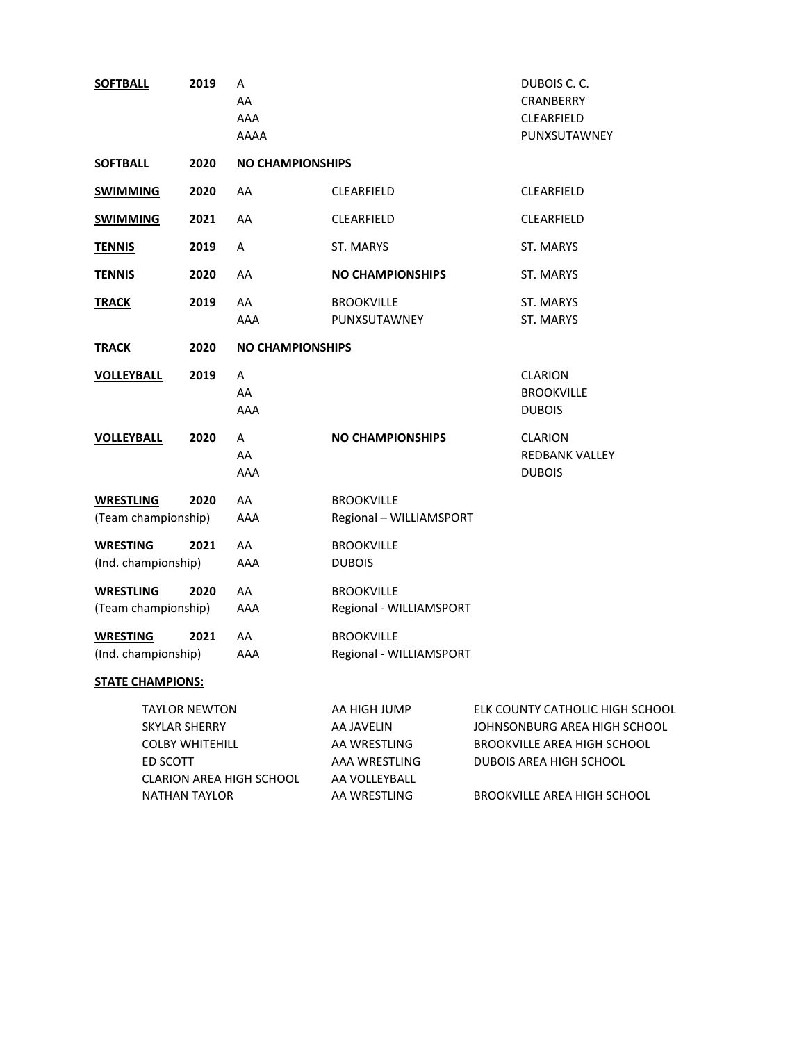| | | | | |
|---|---|---|---|---|
| **SOFTBALL** | **2019** | A | | DUBOIS C. C. |
| | | AA | | CRANBERRY |
| | | AAA | | CLEARFIELD |
| | | AAAA | | PUNXSUTAWNEY |
| **SOFTBALL** | **2020** | **NO CHAMPIONSHIPS** | | |
| **SWIMMING** | **2020** | AA | CLEARFIELD | CLEARFIELD |
| **SWIMMING** | **2021** | AA | CLEARFIELD | CLEARFIELD |
| **TENNIS** | **2019** | A | ST. MARYS | ST. MARYS |
| **TENNIS** | **2020** | AA | **NO CHAMPIONSHIPS** | ST. MARYS |
| **TRACK** | **2019** | AA | BROOKVILLE | ST. MARYS |
| | | AAA | PUNXSUTAWNEY | ST. MARYS |
| **TRACK** | **2020** | **NO CHAMPIONSHIPS** | | |
| **VOLLEYBALL** | **2019** | A | | CLARION |
| | | AA | | BROOKVILLE |
| | | AAA | | DUBOIS |
| **VOLLEYBALL** | **2020** | A | **NO CHAMPIONSHIPS** | CLARION |
| | | AA | | REDBANK VALLEY |
| | | AAA | | DUBOIS |
| **WRESTLING** | **2020** | AA | BROOKVILLE | |
| (Team championship) | | AAA | Regional – WILLIAMSPORT | |
| **WRESTING** | **2021** | AA | BROOKVILLE | |
| (Ind. championship) | | AAA | DUBOIS | |
| **WRESTLING** | **2020** | AA | BROOKVILLE | |
| (Team championship) | | AAA | Regional - WILLIAMSPORT | |
| **WRESTING** | **2021** | AA | BROOKVILLE | |
| (Ind. championship) | | AAA | Regional - WILLIAMSPORT | |

**STATE CHAMPIONS:**

| | | |
|---|---|---|
| TAYLOR NEWTON | AA HIGH JUMP | ELK COUNTY CATHOLIC HIGH SCHOOL |
| SKYLAR SHERRY | AA JAVELIN | JOHNSONBURG AREA HIGH SCHOOL |
| COLBY WHITEHILL | AA WRESTLING | BROOKVILLE AREA HIGH SCHOOL |
| ED SCOTT | AAA WRESTLING | DUBOIS AREA HIGH SCHOOL |
| CLARION AREA HIGH SCHOOL | AA VOLLEYBALL | |
| NATHAN TAYLOR | AA WRESTLING | BROOKVILLE AREA HIGH SCHOOL |